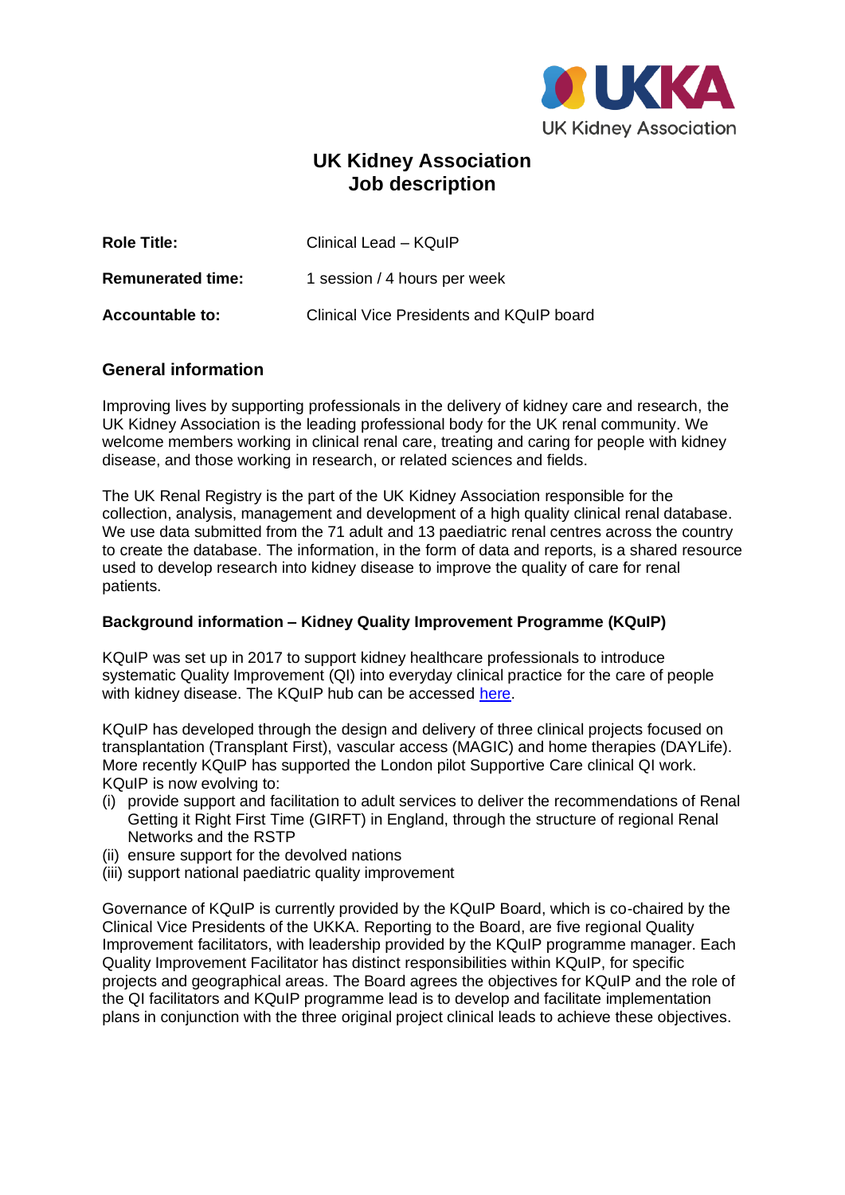# UK Kidney Association
# Job description

| | |
|---|---|
| **Role Title:** | Clinical Lead – KQuIP |
| **Remunerated time:** | 1 session / 4 hours per week |
| **Accountable to:** | Clinical Vice Presidents and KQuIP board |

## General information

Improving lives by supporting professionals in the delivery of kidney care and research, the UK Kidney Association is the leading professional body for the UK renal community. We welcome members working in clinical renal care, treating and caring for people with kidney disease, and those working in research, or related sciences and fields.

The UK Renal Registry is the part of the UK Kidney Association responsible for the collection, analysis, management and development of a high quality clinical renal database. We use data submitted from the 71 adult and 13 paediatric renal centres across the country to create the database. The information, in the form of data and reports, is a shared resource used to develop research into kidney disease to improve the quality of care for renal patients.

### Background information – Kidney Quality Improvement Programme (KQuIP)

KQuIP was set up in 2017 to support kidney healthcare professionals to introduce systematic Quality Improvement (QI) into everyday clinical practice for the care of people with kidney disease. The KQuIP hub can be accessed here.

KQuIP has developed through the design and delivery of three clinical projects focused on transplantation (Transplant First), vascular access (MAGIC) and home therapies (DAYLife). More recently KQuIP has supported the London pilot Supportive Care clinical QI work. KQuIP is now evolving to:

(i) provide support and facilitation to adult services to deliver the recommendations of Renal Getting it Right First Time (GIRFT) in England, through the structure of regional Renal Networks and the RSTP
(ii) ensure support for the devolved nations
(iii) support national paediatric quality improvement

Governance of KQuIP is currently provided by the KQuIP Board, which is co-chaired by the Clinical Vice Presidents of the UKKA. Reporting to the Board, are five regional Quality Improvement facilitators, with leadership provided by the KQuIP programme manager. Each Quality Improvement Facilitator has distinct responsibilities within KQuIP, for specific projects and geographical areas. The Board agrees the objectives for KQuIP and the role of the QI facilitators and KQuIP programme lead is to develop and facilitate implementation plans in conjunction with the three original project clinical leads to achieve these objectives.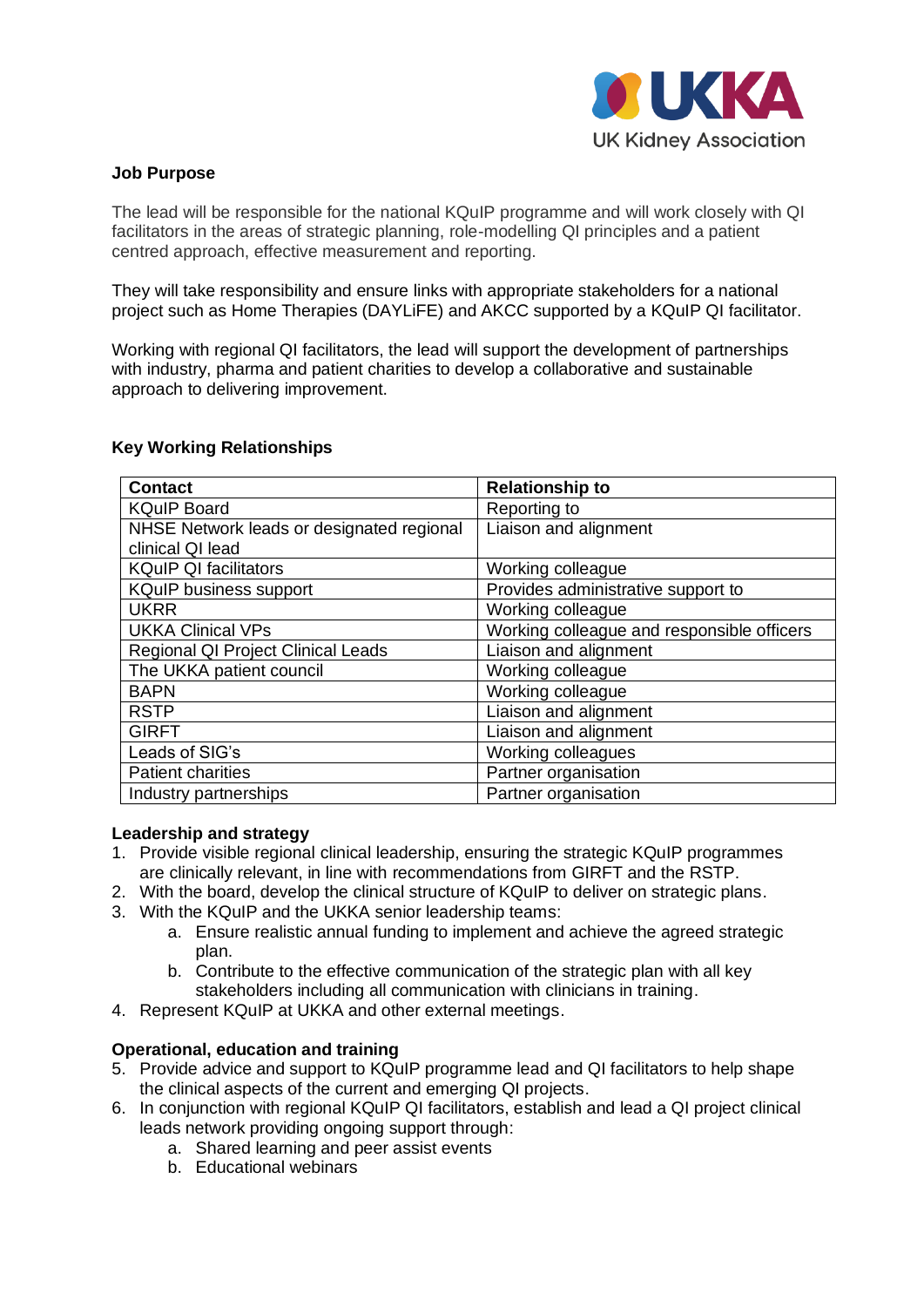**Job Purpose**

The lead will be responsible for the national KQuIP programme and will work closely with QI facilitators in the areas of strategic planning, role-modelling QI principles and a patient centred approach, effective measurement and reporting.

They will take responsibility and ensure links with appropriate stakeholders for a national project such as Home Therapies (DAYLiFE) and AKCC supported by a KQuIP QI facilitator.

Working with regional QI facilitators, the lead will support the development of partnerships with industry, pharma and patient charities to develop a collaborative and sustainable approach to delivering improvement.

**Key Working Relationships**

| Contact | Relationship to |
|---|---|
| KQuIP Board | Reporting to |
| NHSE Network leads or designated regional clinical QI lead | Liaison and alignment |
| KQuIP QI facilitators | Working colleague |
| KQuIP business support | Provides administrative support to |
| UKRR | Working colleague |
| UKKA Clinical VPs | Working colleague and responsible officers |
| Regional QI Project Clinical Leads | Liaison and alignment |
| The UKKA patient council | Working colleague |
| BAPN | Working colleague |
| RSTP | Liaison and alignment |
| GIRFT | Liaison and alignment |
| Leads of SIG's | Working colleagues |
| Patient charities | Partner organisation |
| Industry partnerships | Partner organisation |

**Leadership and strategy**

1. Provide visible regional clinical leadership, ensuring the strategic KQuIP programmes are clinically relevant, in line with recommendations from GIRFT and the RSTP.
2. With the board, develop the clinical structure of KQuIP to deliver on strategic plans.
3. With the KQuIP and the UKKA senior leadership teams:
    a. Ensure realistic annual funding to implement and achieve the agreed strategic plan.
    b. Contribute to the effective communication of the strategic plan with all key stakeholders including all communication with clinicians in training.
4. Represent KQuIP at UKKA and other external meetings.

**Operational, education and training**

5. Provide advice and support to KQuIP programme lead and QI facilitators to help shape the clinical aspects of the current and emerging QI projects.
6. In conjunction with regional KQuIP QI facilitators, establish and lead a QI project clinical leads network providing ongoing support through:
    a. Shared learning and peer assist events
    b. Educational webinars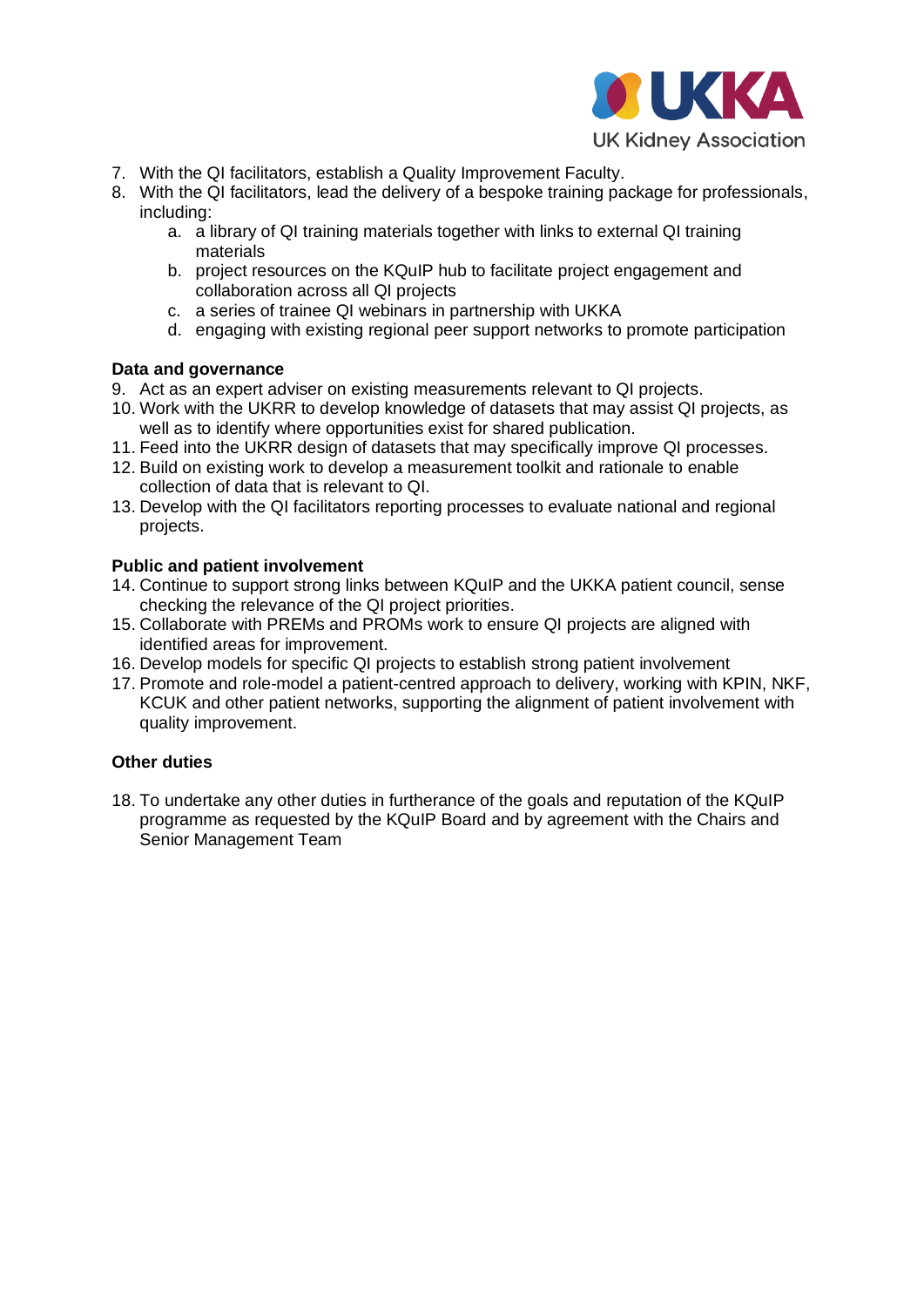7. With the QI facilitators, establish a Quality Improvement Faculty.
8. With the QI facilitators, lead the delivery of a bespoke training package for professionals, including:
    a. a library of QI training materials together with links to external QI training materials
    b. project resources on the KQuIP hub to facilitate project engagement and collaboration across all QI projects
    c. a series of trainee QI webinars in partnership with UKKA
    d. engaging with existing regional peer support networks to promote participation

**Data and governance**

9. Act as an expert adviser on existing measurements relevant to QI projects.
10. Work with the UKRR to develop knowledge of datasets that may assist QI projects, as well as to identify where opportunities exist for shared publication.
11. Feed into the UKRR design of datasets that may specifically improve QI processes.
12. Build on existing work to develop a measurement toolkit and rationale to enable collection of data that is relevant to QI.
13. Develop with the QI facilitators reporting processes to evaluate national and regional projects.

**Public and patient involvement**

14. Continue to support strong links between KQuIP and the UKKA patient council, sense checking the relevance of the QI project priorities.
15. Collaborate with PREMs and PROMs work to ensure QI projects are aligned with identified areas for improvement.
16. Develop models for specific QI projects to establish strong patient involvement
17. Promote and role-model a patient-centred approach to delivery, working with KPIN, NKF, KCUK and other patient networks, supporting the alignment of patient involvement with quality improvement.

**Other duties**

18. To undertake any other duties in furtherance of the goals and reputation of the KQuIP programme as requested by the KQuIP Board and by agreement with the Chairs and Senior Management Team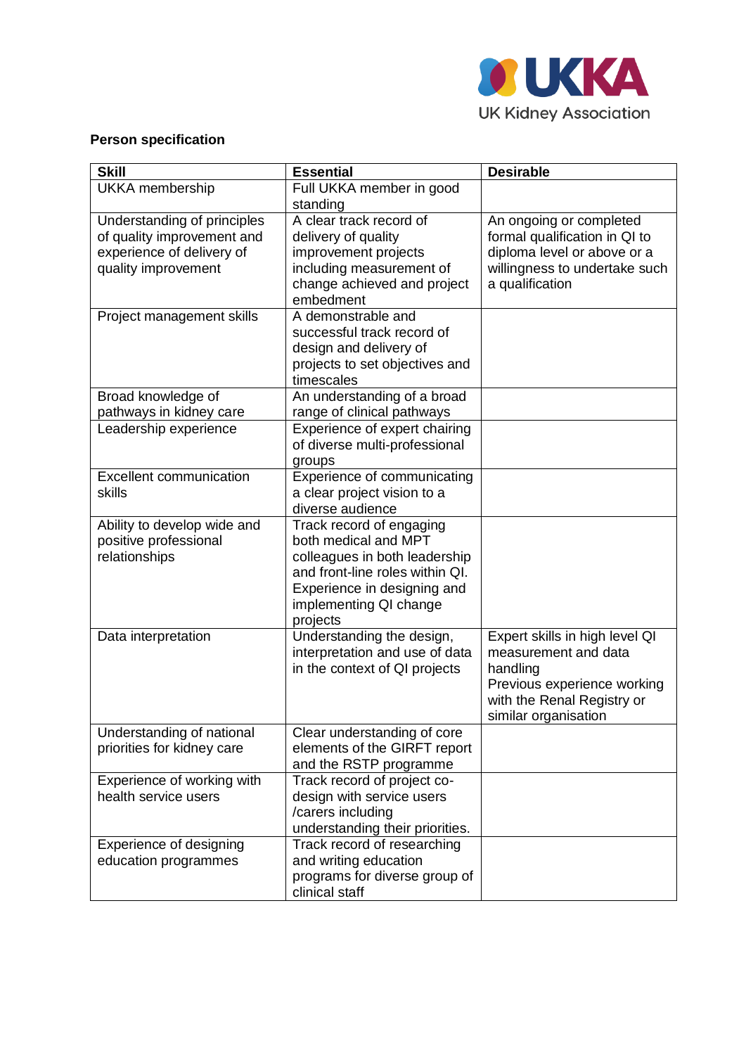**Person specification**

| Skill | Essential | Desirable |
|---|---|---|
| UKKA membership | Full UKKA member in good standing | |
| Understanding of principles of quality improvement and experience of delivery of quality improvement | A clear track record of delivery of quality improvement projects including measurement of change achieved and project embedment | An ongoing or completed formal qualification in QI to diploma level or above or a willingness to undertake such a qualification |
| Project management skills | A demonstrable and successful track record of design and delivery of projects to set objectives and timescales | |
| Broad knowledge of pathways in kidney care | An understanding of a broad range of clinical pathways | |
| Leadership experience | Experience of expert chairing of diverse multi-professional groups | |
| Excellent communication skills | Experience of communicating a clear project vision to a diverse audience | |
| Ability to develop wide and positive professional relationships | Track record of engaging both medical and MPT colleagues in both leadership and front-line roles within QI. Experience in designing and implementing QI change projects | |
| Data interpretation | Understanding the design, interpretation and use of data in the context of QI projects | Expert skills in high level QI measurement and data handling<br>Previous experience working with the Renal Registry or similar organisation |
| Understanding of national priorities for kidney care | Clear understanding of core elements of the GIRFT report and the RSTP programme | |
| Experience of working with health service users | Track record of project co-design with service users /carers including understanding their priorities. | |
| Experience of designing education programmes | Track record of researching and writing education programs for diverse group of clinical staff | |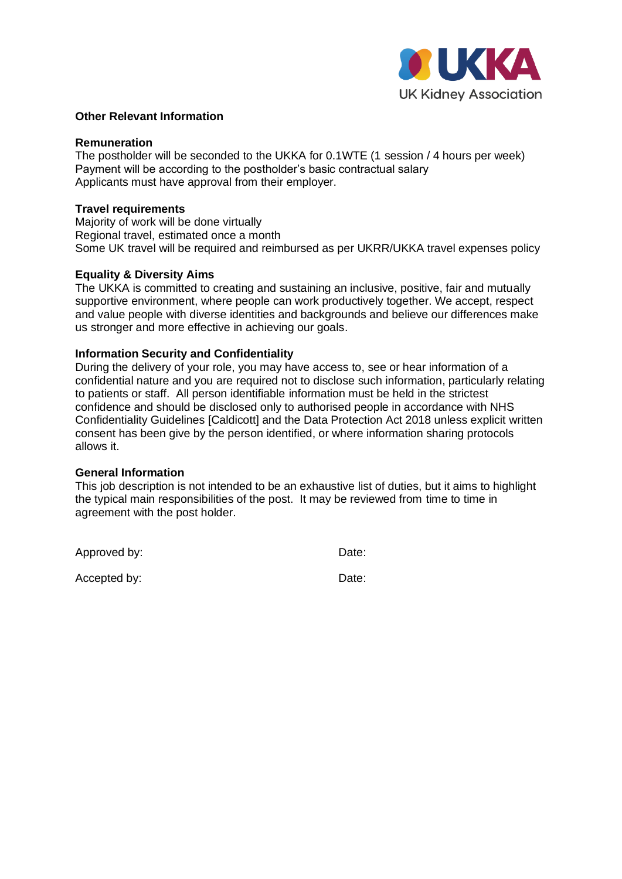**Other Relevant Information**

**Remuneration**

The postholder will be seconded to the UKKA for 0.1WTE (1 session / 4 hours per week)
Payment will be according to the postholder's basic contractual salary
Applicants must have approval from their employer.

**Travel requirements**

Majority of work will be done virtually
Regional travel, estimated once a month
Some UK travel will be required and reimbursed as per UKRR/UKKA travel expenses policy

**Equality & Diversity Aims**

The UKKA is committed to creating and sustaining an inclusive, positive, fair and mutually supportive environment, where people can work productively together. We accept, respect and value people with diverse identities and backgrounds and believe our differences make us stronger and more effective in achieving our goals.

**Information Security and Confidentiality**

During the delivery of your role, you may have access to, see or hear information of a confidential nature and you are required not to disclose such information, particularly relating to patients or staff. All person identifiable information must be held in the strictest confidence and should be disclosed only to authorised people in accordance with NHS Confidentiality Guidelines [Caldicott] and the Data Protection Act 2018 unless explicit written consent has been give by the person identified, or where information sharing protocols allows it.

**General Information**

This job description is not intended to be an exhaustive list of duties, but it aims to highlight the typical main responsibilities of the post. It may be reviewed from time to time in agreement with the post holder.

Approved by: Date:

Accepted by: Date: